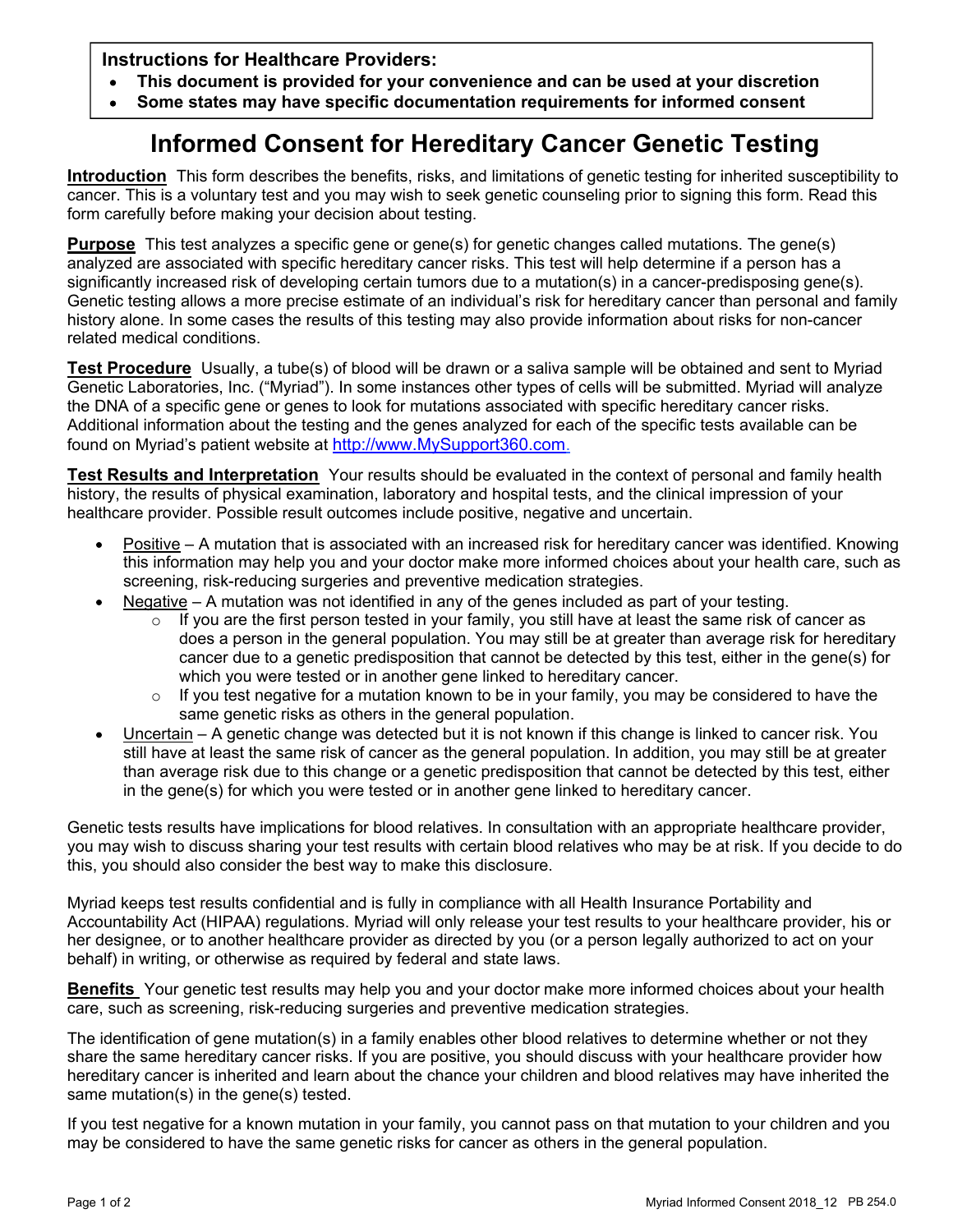**Instructions for Healthcare Providers:**

- **This document is provided for your convenience and can be used at your discretion**
- **Some states may have specific documentation requirements for informed consent**

# Informed Consent for Hereditary Cancer Genetic Testing

**Introduction** This form describes the benefits, risks, and limitations of genetic testing for inherited susceptibility to cancer. This is a voluntary test and you may wish to seek genetic counseling prior to signing this form. Read this form carefully before making your decision about testing.

**Purpose** This test analyzes a specific gene or gene(s) for genetic changes called mutations. The gene(s) analyzed are associated with specific hereditary cancer risks. This test will help determine if a person has a significantly increased risk of developing certain tumors due to a mutation(s) in a cancer-predisposing gene(s). Genetic testing allows a more precise estimate of an individual's risk for hereditary cancer than personal and family history alone. In some cases the results of this testing may also provide information about risks for non-cancer related medical conditions.

**Test Procedure** Usually, a tube(s) of blood will be drawn or a saliva sample will be obtained and sent to Myriad Genetic Laboratories, Inc. ("Myriad"). In some instances other types of cells will be submitted. Myriad will analyze the DNA of a specific gene or genes to look for mutations associated with specific hereditary cancer risks. Additional information about the testing and the genes analyzed for each of the specific tests available can be found on Myriad's patient website at http://www.MySupport360.com.

**Test Results and Interpretation** Your results should be evaluated in the context of personal and family health history, the results of physical examination, laboratory and hospital tests, and the clinical impression of your healthcare provider. Possible result outcomes include positive, negative and uncertain.

- Positive – A mutation that is associated with an increased risk for hereditary cancer was identified. Knowing this information may help you and your doctor make more informed choices about your health care, such as screening, risk-reducing surgeries and preventive medication strategies.
- Negative – A mutation was not identified in any of the genes included as part of your testing.
  - If you are the first person tested in your family, you still have at least the same risk of cancer as does a person in the general population. You may still be at greater than average risk for hereditary cancer due to a genetic predisposition that cannot be detected by this test, either in the gene(s) for which you were tested or in another gene linked to hereditary cancer.
  - If you test negative for a mutation known to be in your family, you may be considered to have the same genetic risks as others in the general population.
- Uncertain – A genetic change was detected but it is not known if this change is linked to cancer risk. You still have at least the same risk of cancer as the general population. In addition, you may still be at greater than average risk due to this change or a genetic predisposition that cannot be detected by this test, either in the gene(s) for which you were tested or in another gene linked to hereditary cancer.

Genetic tests results have implications for blood relatives. In consultation with an appropriate healthcare provider, you may wish to discuss sharing your test results with certain blood relatives who may be at risk. If you decide to do this, you should also consider the best way to make this disclosure.

Myriad keeps test results confidential and is fully in compliance with all Health Insurance Portability and Accountability Act (HIPAA) regulations. Myriad will only release your test results to your healthcare provider, his or her designee, or to another healthcare provider as directed by you (or a person legally authorized to act on your behalf) in writing, or otherwise as required by federal and state laws.

**Benefits** Your genetic test results may help you and your doctor make more informed choices about your health care, such as screening, risk-reducing surgeries and preventive medication strategies.

The identification of gene mutation(s) in a family enables other blood relatives to determine whether or not they share the same hereditary cancer risks. If you are positive, you should discuss with your healthcare provider how hereditary cancer is inherited and learn about the chance your children and blood relatives may have inherited the same mutation(s) in the gene(s) tested.

If you test negative for a known mutation in your family, you cannot pass on that mutation to your children and you may be considered to have the same genetic risks for cancer as others in the general population.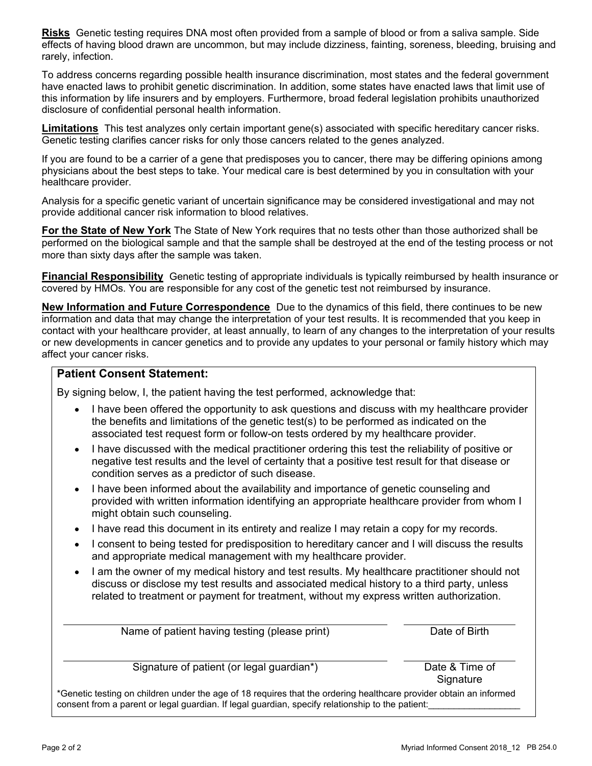**Risks** Genetic testing requires DNA most often provided from a sample of blood or from a saliva sample. Side effects of having blood drawn are uncommon, but may include dizziness, fainting, soreness, bleeding, bruising and rarely, infection.

To address concerns regarding possible health insurance discrimination, most states and the federal government have enacted laws to prohibit genetic discrimination. In addition, some states have enacted laws that limit use of this information by life insurers and by employers. Furthermore, broad federal legislation prohibits unauthorized disclosure of confidential personal health information.

**Limitations** This test analyzes only certain important gene(s) associated with specific hereditary cancer risks. Genetic testing clarifies cancer risks for only those cancers related to the genes analyzed.

If you are found to be a carrier of a gene that predisposes you to cancer, there may be differing opinions among physicians about the best steps to take. Your medical care is best determined by you in consultation with your healthcare provider.

Analysis for a specific genetic variant of uncertain significance may be considered investigational and may not provide additional cancer risk information to blood relatives.

**For the State of New York** The State of New York requires that no tests other than those authorized shall be performed on the biological sample and that the sample shall be destroyed at the end of the testing process or not more than sixty days after the sample was taken.

**Financial Responsibility** Genetic testing of appropriate individuals is typically reimbursed by health insurance or covered by HMOs. You are responsible for any cost of the genetic test not reimbursed by insurance.

**New Information and Future Correspondence** Due to the dynamics of this field, there continues to be new information and data that may change the interpretation of your test results. It is recommended that you keep in contact with your healthcare provider, at least annually, to learn of any changes to the interpretation of your results or new developments in cancer genetics and to provide any updates to your personal or family history which may affect your cancer risks.

**Patient Consent Statement:**

By signing below, I, the patient having the test performed, acknowledge that:

- I have been offered the opportunity to ask questions and discuss with my healthcare provider the benefits and limitations of the genetic test(s) to be performed as indicated on the associated test request form or follow-on tests ordered by my healthcare provider.
- I have discussed with the medical practitioner ordering this test the reliability of positive or negative test results and the level of certainty that a positive test result for that disease or condition serves as a predictor of such disease.
- I have been informed about the availability and importance of genetic counseling and provided with written information identifying an appropriate healthcare provider from whom I might obtain such counseling.
- I have read this document in its entirety and realize I may retain a copy for my records.
- I consent to being tested for predisposition to hereditary cancer and I will discuss the results and appropriate medical management with my healthcare provider.
- I am the owner of my medical history and test results. My healthcare practitioner should not discuss or disclose my test results and associated medical history to a third party, unless related to treatment or payment for treatment, without my express written authorization.

______________________________ Name of patient having testing (please print)

______________ Date of Birth

______________________________ Signature of patient (or legal guardian*)

______________ Date & Time of Signature

*Genetic testing on children under the age of 18 requires that the ordering healthcare provider obtain an informed consent from a parent or legal guardian. If legal guardian, specify relationship to the patient:__________________

Myriad Informed Consent 2018_12 PB 254.0